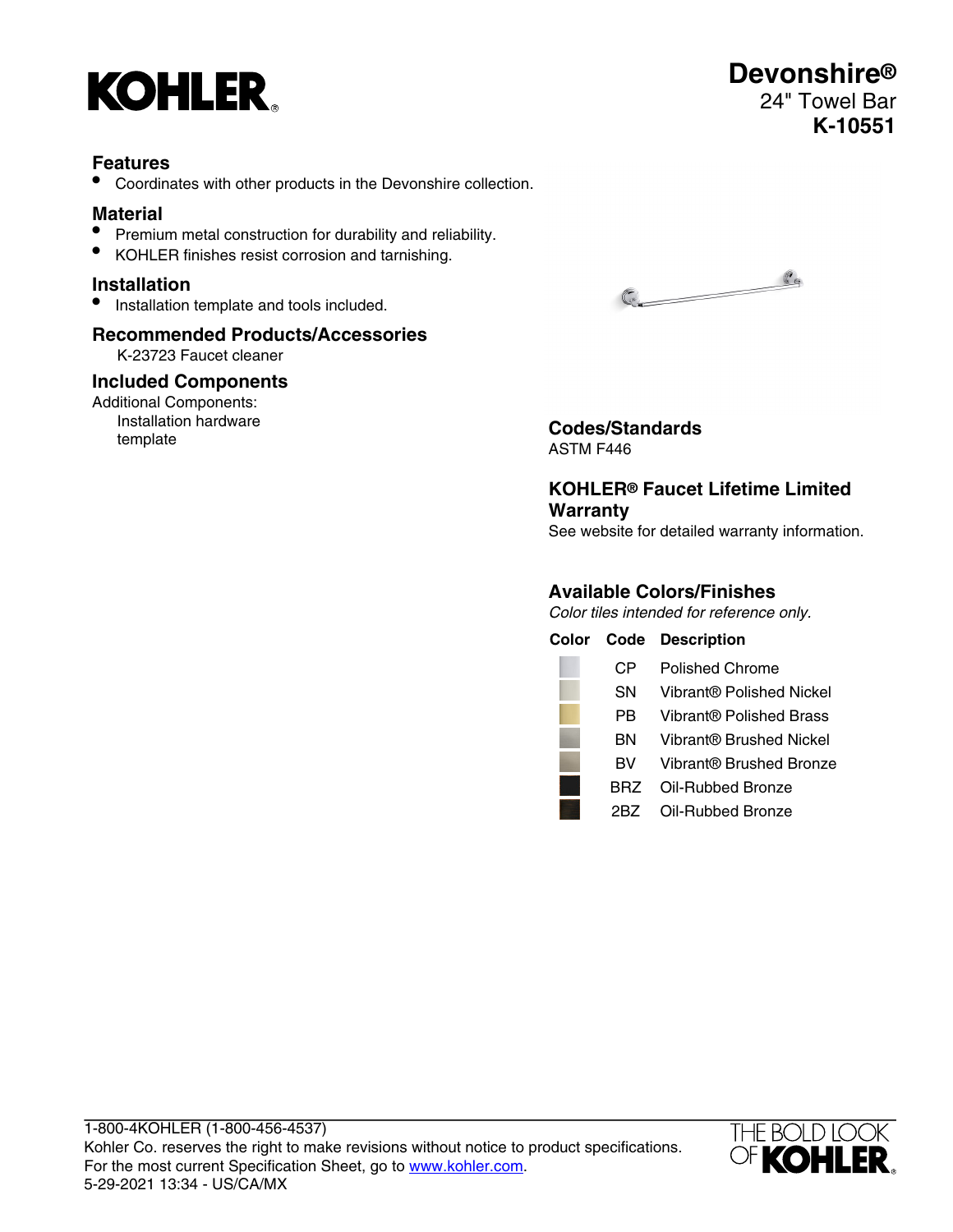# KOHLER

# Devonshire®

24" Towel Bar

**K-10551**

## Features

- Coordinates with other products in the Devonshire collection.

## Material

- Premium metal construction for durability and reliability.
- KOHLER finishes resist corrosion and tarnishing.

## Installation

- Installation template and tools included.

## Recommended Products/Accessories

K-23723 Faucet cleaner

## Included Components

Additional Components:

Installation hardware
template

## Codes/Standards

ASTM F446

## KOHLER® Faucet Lifetime Limited Warranty

See website for detailed warranty information.

## Available Colors/Finishes

*Color tiles intended for reference only.*

| Color | Code | Description |
|---|---|---|
| | CP | Polished Chrome |
| | SN | Vibrant® Polished Nickel |
| | PB | Vibrant® Polished Brass |
| | BN | Vibrant® Brushed Nickel |
| | BV | Vibrant® Brushed Bronze |
| | BRZ | Oil-Rubbed Bronze |
| | 2BZ | Oil-Rubbed Bronze |

1-800-4KOHLER (1-800-456-4537)
Kohler Co. reserves the right to make revisions without notice to product specifications.
For the most current Specification Sheet, go to www.kohler.com.
5-29-2021 13:34 - US/CA/MX

THE BOLD LOOK OF KOHLER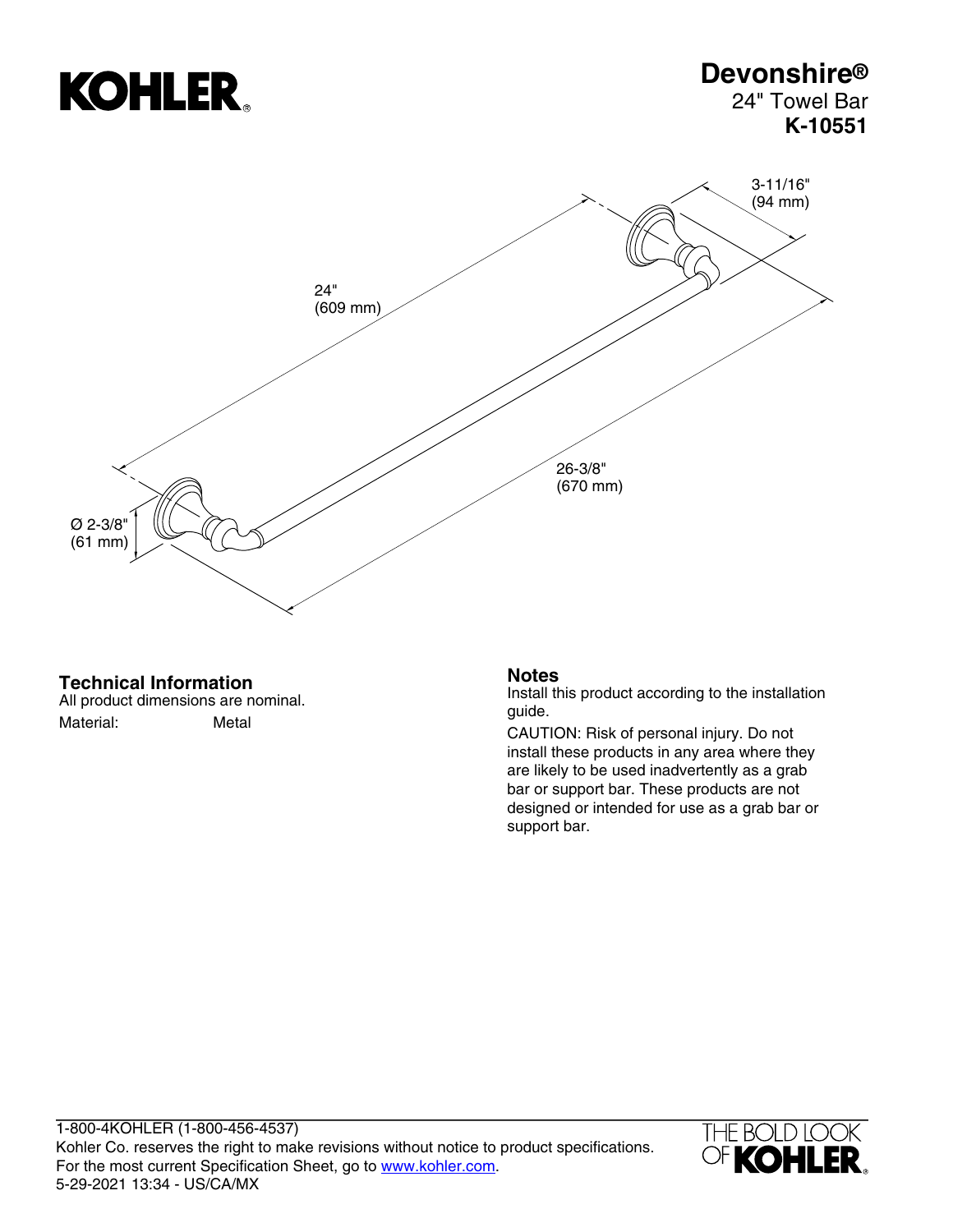# Devonshire®

## 24" Towel Bar

**K-10551**

24"
(609 mm)

3-11/16"
(94 mm)

26-3/8"
(670 mm)

Ø 2-3/8"
(61 mm)

### Technical Information

All product dimensions are nominal.

| | |
|---|---|
| Material: | Metal |

### Notes

Install this product according to the installation guide.

CAUTION: Risk of personal injury. Do not install these products in any area where they are likely to be used inadvertently as a grab bar or support bar. These products are not designed or intended for use as a grab bar or support bar.

1-800-4KOHLER (1-800-456-4537)
Kohler Co. reserves the right to make revisions without notice to product specifications.
For the most current Specification Sheet, go to www.kohler.com.
5-29-2021 13:34 - US/CA/MX